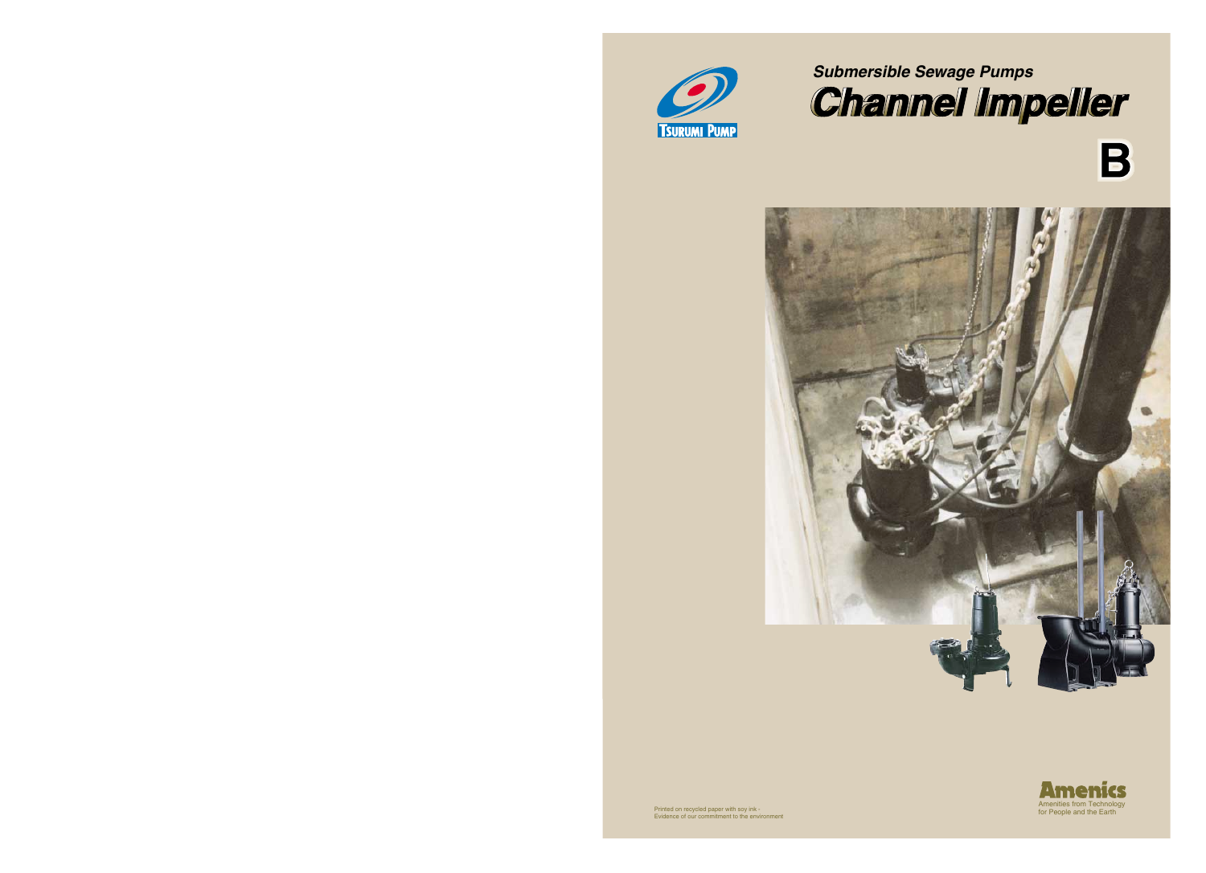TSURUMI PUMP

***Submersible Sewage Pumps***

# *Channel Impeller*

**B**

Amenics
Amenities from Technology
for People and the Earth

Printed on recycled paper with soy ink -
Evidence of our commitment to the environment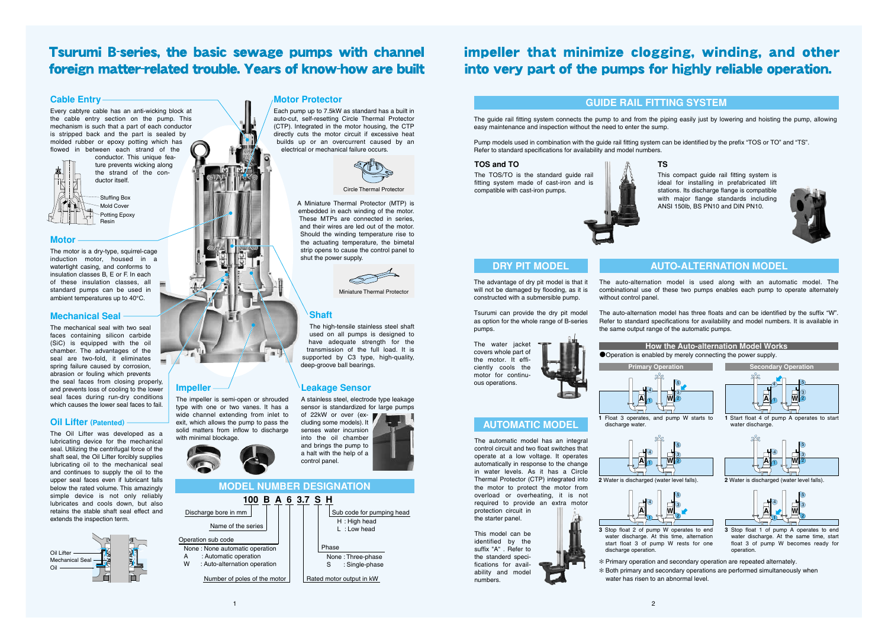# Tsurumi B-series, the basic sewage pumps with channel impeller that minimize clogging, winding, and other foreign matter-related trouble. Years of know-how are built into very part of the pumps for highly reliable operation.

## Cable Entry

Every cabtyre cable has an anti-wicking block at the cable entry section on the pump. This mechanism is such that a part of each conductor is stripped back and the part is sealed by molded rubber or epoxy potting which has flowed in between each strand of the conductor. This unique feature prevents wicking along the strand of the conductor itself.

Stuffing Box
Mold Cover
Potting Epoxy Resin

## Motor

The motor is a dry-type, squirrel-cage induction motor, housed in a watertight casing, and conforms to insulation classes B, E or F. In each of these insulation classes, all standard pumps can be used in ambient temperatures up to 40°C.

## Mechanical Seal

The mechanical seal with two seal faces containing silicon carbide (SiC) is equipped with the oil chamber. The advantages of the seal are two-fold, it eliminates spring failure caused by corrosion, abrasion or fouling which prevents the seal faces from closing properly, and prevents loss of cooling to the lower seal faces during run-dry conditions which causes the lower seal faces to fail.

## Oil Lifter (Patented)

The Oil Lifter was developed as a lubricating device for the mechanical seal. Utilizing the centrifugal force of the shaft seal, the Oil Lifter forcibly supplies lubricating oil to the mechanical seal and continues to supply the oil to the upper seal faces even if lubricant falls below the rated volume. This amazingly simple device is not only reliably lubricates and cools down, but also retains the stable shaft seal effect and extends the inspection term.

Oil Lifter
Mechanical Seal
Oil

## Motor Protector

Each pump up to 7.5kW as standard has a built in auto-cut, self-resetting Circle Thermal Protector (CTP). Integrated in the motor housing, the CTP directly cuts the motor circuit if excessive heat builds up or an overcurrent caused by an electrical or mechanical failure occurs.

Circle Thermal Protector

A Miniature Thermal Protector (MTP) is embedded in each winding of the motor. These MTPs are connected in series, and their wires are led out of the motor. Should the winding temperature rise to the actuating temperature, the bimetal strip opens to cause the control panel to shut the power supply.

Miniature Thermal Protector

## Shaft

The high-tensile stainless steel shaft used on all pumps is designed to have adequate strength for the transmission of the full load. It is supported by C3 type, high-quality, deep-groove ball bearings.

## Impeller

The impeller is semi-open or shrouded type with one or two vanes. It has a wide channel extending from inlet to exit, which allows the pump to pass the solid matters from inflow to discharge with minimal blockage.

## Leakage Sensor

A stainless steel, electrode type leakage sensor is standardized for large pumps of 22kW or over (excluding some models). It senses water incursion into the oil chamber and brings the pump to a halt with the help of a control panel.

## MODEL NUMBER DESIGNATION

**100 B A 6 3.7 S H**

- 100 — Discharge bore in mm
- B — Name of the series
- A — Operation sub code
  - None : None automatic operation
  - A : Automatic operation
  - W : Auto-alternation operation
- 6 — Number of poles of the motor
- 3.7 — Rated motor output in kW
- S — Phase
  - None : Three-phase
  - S : Single-phase
- H — Sub code for pumping head
  - H : High head
  - L : Low head

## GUIDE RAIL FITTING SYSTEM

The guide rail fitting system connects the pump to and from the piping easily just by lowering and hoisting the pump, allowing easy maintenance and inspection without the need to enter the sump.

Pump models used in combination with the guide rail fitting system can be identified by the prefix "TOS or TO" and "TS". Refer to standard specifications for availability and model numbers.

### TOS and TO

The TOS/TO is the standard guide rail fitting system made of cast-iron and is compatible with cast-iron pumps.

### TS

This compact guide rail fitting system is ideal for installing in prefabricated lift stations. Its discharge flange is compatible with major flange standards including ANSI 150lb, BS PN10 and DIN PN10.

## DRY PIT MODEL

The advantage of dry pit model is that it will not be damaged by flooding, as it is constructed with a submersible pump.

Tsurumi can provide the dry pit model as option for the whole range of B-series pumps.

The water jacket covers whole part of the motor. It efficiently cools the motor for continuous operations.

## AUTOMATIC MODEL

The automatic model has an integral control circuit and two float switches that operate at a low voltage. It operates automatically in response to the change in water levels. As it has a Circle Thermal Protector (CTP) integrated into the motor to protect the motor from overload or overheating, it is not required to provide an extra motor protection circuit in the starter panel.

This model can be identified by the suffix "A". Refer to the standard specifications for availability and model numbers.

## AUTO-ALTERNATION MODEL

The auto-alternation model is used along with an automatic model. The combinational use of these two pumps enables each pump to operate alternately without control panel.

The auto-alternation model has three floats and can be identified by the suffix "W". Refer to standard specifications for availability and model numbers. It is available in the same output range of the automatic pumps.

### How the Auto-alternation Model Works

● Operation is enabled by merely connecting the power supply.

**Primary Operation**

1 Float 3 operates, and pump W starts to discharge water.

2 Water is discharged (water level falls).

3 Stop float 2 of pump W operates to end water discharge. At this time, alternation start float 3 of pump W rests for one discharge operation.

**Secondary Operation**

1 Start float 4 of pump A operates to start water discharge.

2 Water is discharged (water level falls).

3 Stop float 1 of pump A operates to end water discharge. At the same time, start float 3 of pump W becomes ready for operation.

✻ Primary operation and secondary operation are repeated alternately.

✻ Both primary and secondary operations are performed simultaneously when water has risen to an abnormal level.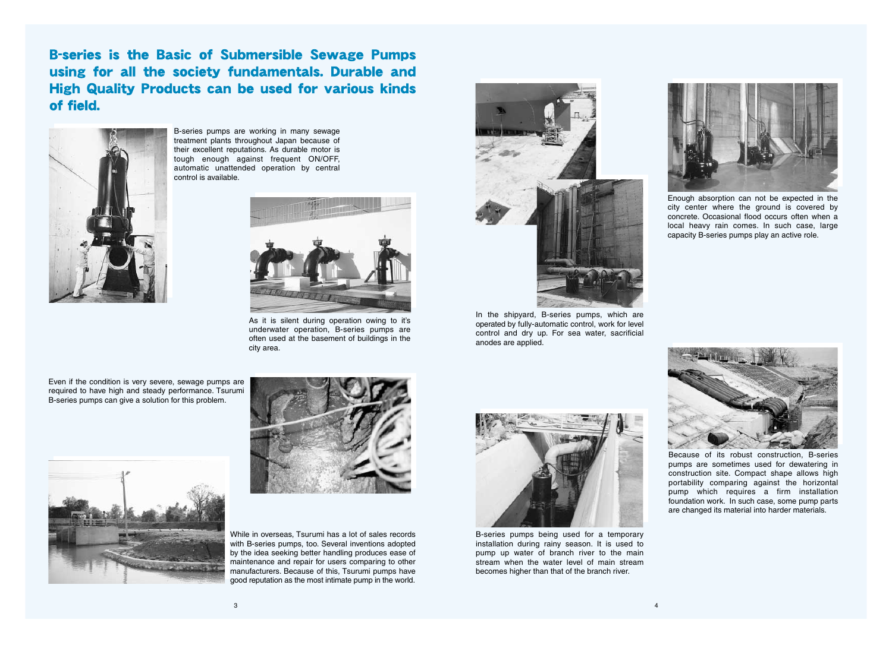# B-series is the Basic of Submersible Sewage Pumps using for all the society fundamentals. Durable and High Quality Products can be used for various kinds of field.

B-series pumps are working in many sewage treatment plants throughout Japan because of their excellent reputations. As durable motor is tough enough against frequent ON/OFF, automatic unattended operation by central control is available.

As it is silent during operation owing to it's underwater operation, B-series pumps are often used at the basement of buildings in the city area.

Even if the condition is very severe, sewage pumps are required to have high and steady performance. Tsurumi B-series pumps can give a solution for this problem.

While in overseas, Tsurumi has a lot of sales records with B-series pumps, too. Several inventions adopted by the idea seeking better handling produces ease of maintenance and repair for users comparing to other manufacturers. Because of this, Tsurumi pumps have good reputation as the most intimate pump in the world.

In the shipyard, B-series pumps, which are operated by fully-automatic control, work for level control and dry up. For sea water, sacrificial anodes are applied.

Enough absorption can not be expected in the city center where the ground is covered by concrete. Occasional flood occurs often when a local heavy rain comes. In such case, large capacity B-series pumps play an active role.

B-series pumps being used for a temporary installation during rainy season. It is used to pump up water of branch river to the main stream when the water level of main stream becomes higher than that of the branch river.

Because of its robust construction, B-series pumps are sometimes used for dewatering in construction site. Compact shape allows high portability comparing against the horizontal pump which requires a firm installation foundation work. In such case, some pump parts are changed its material into harder materials.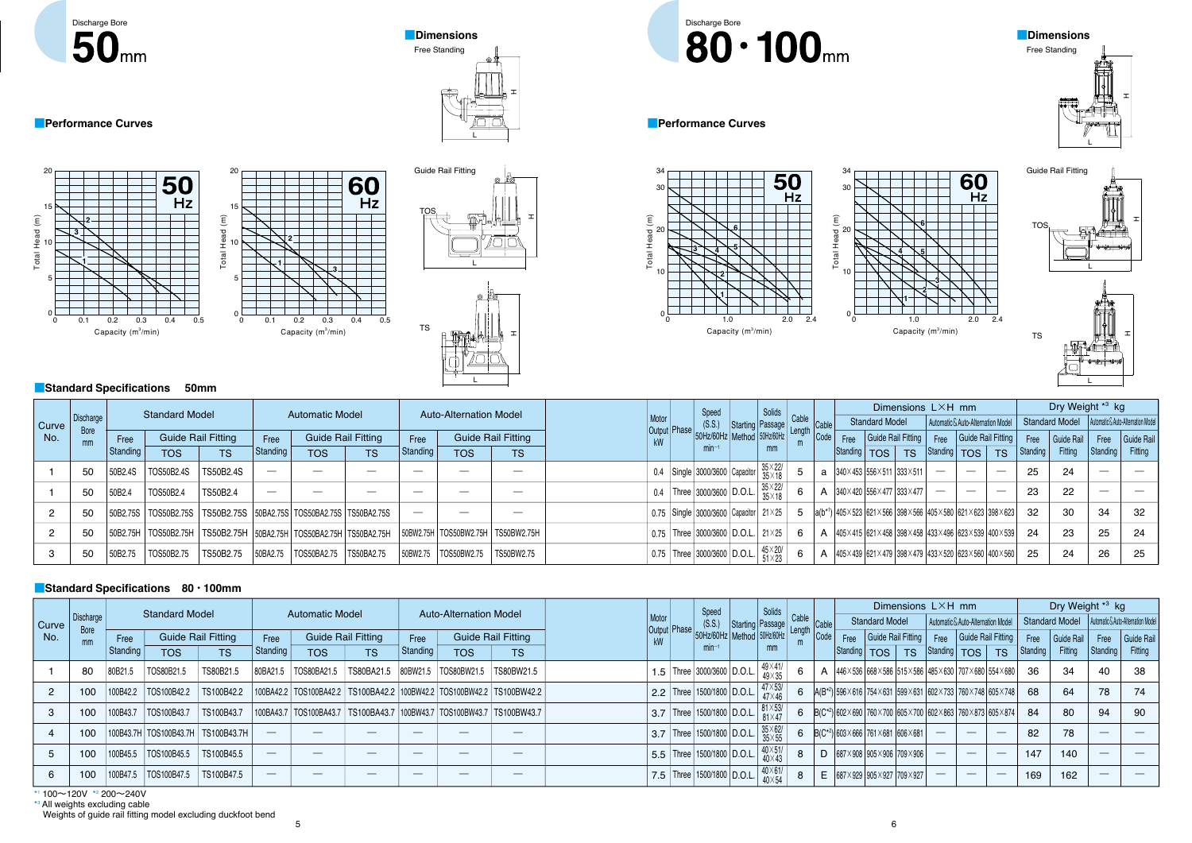Discharge Bore

# 50mm

## Performance Curves

## Dimensions

Free Standing

Guide Rail Fitting

TOS

TS

## Standard Specifications 50mm

| Curve No. | Discharge Bore mm | Standard Model | | | Automatic Model | | | Auto-Alternation Model | | | Motor Output kW | Phase | Speed (S.S.) 50Hz/60Hz min⁻¹ | Starting Method | Solids Passage 50Hz/60Hz mm | Cable Length m | Cable Code | Dimensions L×H mm | | | | | | Dry Weight *3 kg | | | |
|---|---|---|---|---|---|---|---|---|---|---|---|---|---|---|---|---|---|---|---|---|---|---|---|---|---|---|---|
| | | Free Standing | Guide Rail Fitting | | Free Standing | Guide Rail Fitting | | Free Standing | Guide Rail Fitting | | | | | | | | | Standard Model | | | Automatic & Auto-Alternation Model | | | Standard Model | | Automatic & Auto-Alternation Model | |
| | | | TOS | TS | | TOS | TS | | TOS | TS | | | | | | | | Free Standing | Guide Rail Fitting TOS | TS | Free Standing | Guide Rail Fitting TOS | TS | Free Standing | Guide Rail Fitting | Free Standing | Guide Rail Fitting |
| 1 | 50 | 50B2.4S | TOS50B2.4S | TS50B2.4S | — | — | — | — | — | — | 0.4 | Single | 3000/3600 | Capacitor | 35×22/35×18 | 5 | a | 340×453 | 556×511 | 333×511 | — | — | — | 25 | 24 | — | — |
| 1 | 50 | 50B2.4 | TOS50B2.4 | TS50B2.4 | — | — | — | — | — | — | 0.4 | Three | 3000/3600 | D.O.L. | 35×22/35×18 | 6 | A | 340×420 | 556×477 | 333×477 | — | — | — | 23 | 22 | — | — |
| 2 | 50 | 50B2.75S | TOS50B2.75S | TS50B2.75S | 50BA2.75S | TOS50BA2.75S | TS50BA2.75S | — | — | — | 0.75 | Single | 3000/3600 | Capacitor | 21×25 | 5 | a(b*1) | 405×523 | 621×566 | 398×566 | 405×580 | 621×623 | 398×623 | 32 | 30 | 34 | 32 |
| 2 | 50 | 50B2.75H | TOS50B2.75H | TS50B2.75H | 50BA2.75H | TOS50BA2.75H | TS50BA2.75H | 50BW2.75H | TOS50BW2.75H | TS50BW2.75H | 0.75 | Three | 3000/3600 | D.O.L. | 21×25 | 6 | A | 405×415 | 621×458 | 398×458 | 433×496 | 623×539 | 400×539 | 24 | 23 | 25 | 24 |
| 3 | 50 | 50B2.75 | TOS50B2.75 | TS50B2.75 | 50BA2.75 | TOS50BA2.75 | TS50BA2.75 | 50BW2.75 | TOS50BW2.75 | TS50BW2.75 | 0.75 | Three | 3000/3600 | D.O.L. | 45×20/51×23 | 6 | A | 405×439 | 621×479 | 398×479 | 433×520 | 623×560 | 400×560 | 25 | 24 | 26 | 25 |

Discharge Bore

# 80・100mm

## Performance Curves

## Dimensions

Free Standing

Guide Rail Fitting

TOS

TS

## Standard Specifications 80・100mm

| Curve No. | Discharge Bore mm | Standard Model | | | Automatic Model | | | Auto-Alternation Model | | | Motor Output kW | Phase | Speed (S.S.) 50Hz/60Hz min⁻¹ | Starting Method | Solids Passage 50Hz/60Hz mm | Cable Length m | Cable Code | Dimensions L×H mm | | | | | | Dry Weight *3 kg | | | |
|---|---|---|---|---|---|---|---|---|---|---|---|---|---|---|---|---|---|---|---|---|---|---|---|---|---|---|---|
| | | Free Standing | Guide Rail Fitting | | Free Standing | Guide Rail Fitting | | Free Standing | Guide Rail Fitting | | | | | | | | | Standard Model | | | Automatic & Auto-Alternation Model | | | Standard Model | | Automatic & Auto-Alternation Model | |
| | | | TOS | TS | | TOS | TS | | TOS | TS | | | | | | | | Free Standing | Guide Rail Fitting TOS | TS | Free Standing | Guide Rail Fitting TOS | TS | Free Standing | Guide Rail Fitting | Free Standing | Guide Rail Fitting |
| 1 | 80 | 80B21.5 | TOS80B21.5 | TS80B21.5 | 80BA21.5 | TOS80BA21.5 | TS80BA21.5 | 80BW21.5 | TOS80BW21.5 | TS80BW21.5 | 1.5 | Three | 3000/3600 | D.O.L. | 49×41/49×35 | 6 | A | 446×536 | 668×586 | 515×586 | 485×630 | 707×680 | 554×680 | 36 | 34 | 40 | 38 |
| 2 | 100 | 100B42.2 | TOS100B42.2 | TS100B42.2 | 100BA42.2 | TOS100BA42.2 | TS100BA42.2 | 100BW42.2 | TOS100BW42.2 | TS100BW42.2 | 2.2 | Three | 1500/1800 | D.O.L. | 47×53/47×46 | 6 | A(B*2) | 596×616 | 754×631 | 599×631 | 602×733 | 760×748 | 605×748 | 68 | 64 | 78 | 74 |
| 3 | 100 | 100B43.7 | TOS100B43.7 | TS100B43.7 | 100BA43.7 | TOS100BA43.7 | TS100BA43.7 | 100BW43.7 | TOS100BW43.7 | TS100BW43.7 | 3.7 | Three | 1500/1800 | D.O.L. | 81×53/81×47 | 6 | B(C*2) | 602×690 | 760×700 | 605×700 | 602×863 | 760×873 | 605×874 | 84 | 80 | 94 | 90 |
| 4 | 100 | 100B43.7H | TOS100B43.7H | TS100B43.7H | — | — | — | — | — | — | 3.7 | Three | 1500/1800 | D.O.L. | 35×62/35×55 | 6 | B(C*2) | 603×666 | 761×681 | 606×681 | — | — | — | 82 | 78 | — | — |
| 5 | 100 | 100B45.5 | TOS100B45.5 | TS100B45.5 | — | — | — | — | — | — | 5.5 | Three | 1500/1800 | D.O.L. | 40×51/40×43 | 8 | D | 687×908 | 905×906 | 709×906 | — | — | — | 147 | 140 | — | — |
| 6 | 100 | 100B47.5 | TOS100B47.5 | TS100B47.5 | — | — | — | — | — | — | 7.5 | Three | 1500/1800 | D.O.L. | 40×61/40×54 | 8 | E | 687×929 | 905×927 | 709×927 | — | — | — | 169 | 162 | — | — |

*1 100〜120V *2 200〜240V

*3 All weights excluding cable

Weights of guide rail fitting model excluding duckfoot bend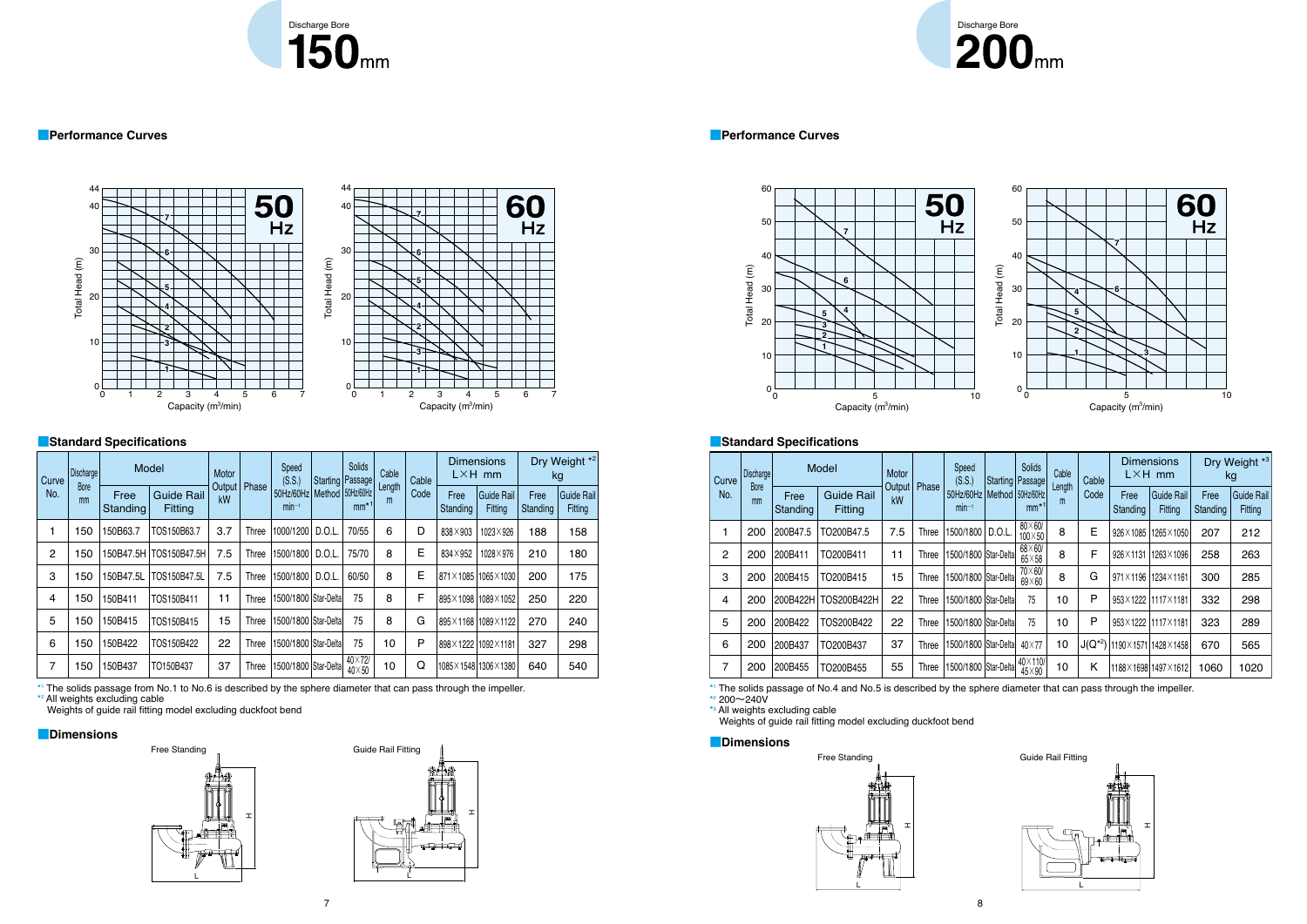Discharge Bore

# 150mm

## Performance Curves

## Standard Specifications

| Curve No. | Discharge Bore mm | Model | | Motor Output kW | Phase | Speed (S.S.) 50Hz/60Hz min⁻¹ | Starting Method | Solids Passage 50Hz/60Hz mm*1 | Cable Length m | Cable Code | Dimensions L×H mm | | Dry Weight *2 kg | |
|---|---|---|---|---|---|---|---|---|---|---|---|---|---|---|
| | | Free Standing | Guide Rail Fitting | | | | | | | | Free Standing | Guide Rail Fitting | Free Standing | Guide Rail Fitting |
| 1 | 150 | 150B63.7 | TOS150B63.7 | 3.7 | Three | 1000/1200 | D.O.L. | 70/55 | 6 | D | 838×903 | 1023×926 | 188 | 158 |
| 2 | 150 | 150B47.5H | TOS150B47.5H | 7.5 | Three | 1500/1800 | D.O.L. | 75/70 | 8 | E | 834×952 | 1028×976 | 210 | 180 |
| 3 | 150 | 150B47.5L | TOS150B47.5L | 7.5 | Three | 1500/1800 | D.O.L. | 60/50 | 8 | E | 871×1085 | 1065×1030 | 200 | 175 |
| 4 | 150 | 150B411 | TOS150B411 | 11 | Three | 1500/1800 | Star-Delta | 75 | 8 | F | 895×1098 | 1089×1052 | 250 | 220 |
| 5 | 150 | 150B415 | TOS150B415 | 15 | Three | 1500/1800 | Star-Delta | 75 | 8 | G | 895×1168 | 1089×1122 | 270 | 240 |
| 6 | 150 | 150B422 | TOS150B422 | 22 | Three | 1500/1800 | Star-Delta | 75 | 10 | P | 898×1222 | 1092×1181 | 327 | 298 |
| 7 | 150 | 150B437 | TO150B437 | 37 | Three | 1500/1800 | Star-Delta | 40×72/ 40×50 | 10 | Q | 1085×1548 | 1306×1380 | 640 | 540 |

*1 The solids passage from No.1 to No.6 is described by the sphere diameter that can pass through the impeller.
*2 All weights excluding cable
Weights of guide rail fitting model excluding duckfoot bend

## Dimensions

Free Standing

Guide Rail Fitting

Discharge Bore

# 200mm

## Performance Curves

## Standard Specifications

| Curve No. | Discharge Bore mm | Model | | Motor Output kW | Phase | Speed (S.S.) 50Hz/60Hz min⁻¹ | Starting Method | Solids Passage 50Hz/60Hz mm*1 | Cable Length m | Cable Code | Dimensions L×H mm | | Dry Weight *3 kg | |
|---|---|---|---|---|---|---|---|---|---|---|---|---|---|---|
| | | Free Standing | Guide Rail Fitting | | | | | | | | Free Standing | Guide Rail Fitting | Free Standing | Guide Rail Fitting |
| 1 | 200 | 200B47.5 | TO200B47.5 | 7.5 | Three | 1500/1800 | D.O.L. | 80×60/ 100×50 | 8 | E | 926×1085 | 1265×1050 | 207 | 212 |
| 2 | 200 | 200B411 | TO200B411 | 11 | Three | 1500/1800 | Star-Delta | 68×60/ 65×58 | 8 | F | 926×1131 | 1263×1096 | 258 | 263 |
| 3 | 200 | 200B415 | TO200B415 | 15 | Three | 1500/1800 | Star-Delta | 70×60/ 69×60 | 8 | G | 971×1196 | 1234×1161 | 300 | 285 |
| 4 | 200 | 200B422H | TOS200B422H | 22 | Three | 1500/1800 | Star-Delta | 75 | 10 | P | 953×1222 | 1117×1181 | 332 | 298 |
| 5 | 200 | 200B422 | TOS200B422 | 22 | Three | 1500/1800 | Star-Delta | 75 | 10 | P | 953×1222 | 1117×1181 | 323 | 289 |
| 6 | 200 | 200B437 | TO200B437 | 37 | Three | 1500/1800 | Star-Delta | 40×77 | 10 | J(Q*2) | 1190×1571 | 1428×1458 | 670 | 565 |
| 7 | 200 | 200B455 | TO200B455 | 55 | Three | 1500/1800 | Star-Delta | 40×110/ 45×90 | 10 | K | 1188×1698 | 1497×1612 | 1060 | 1020 |

*1 The solids passage of No.4 and No.5 is described by the sphere diameter that can pass through the impeller.
*2 200〜240V
*3 All weights excluding cable
Weights of guide rail fitting model excluding duckfoot bend

## Dimensions

Free Standing

Guide Rail Fitting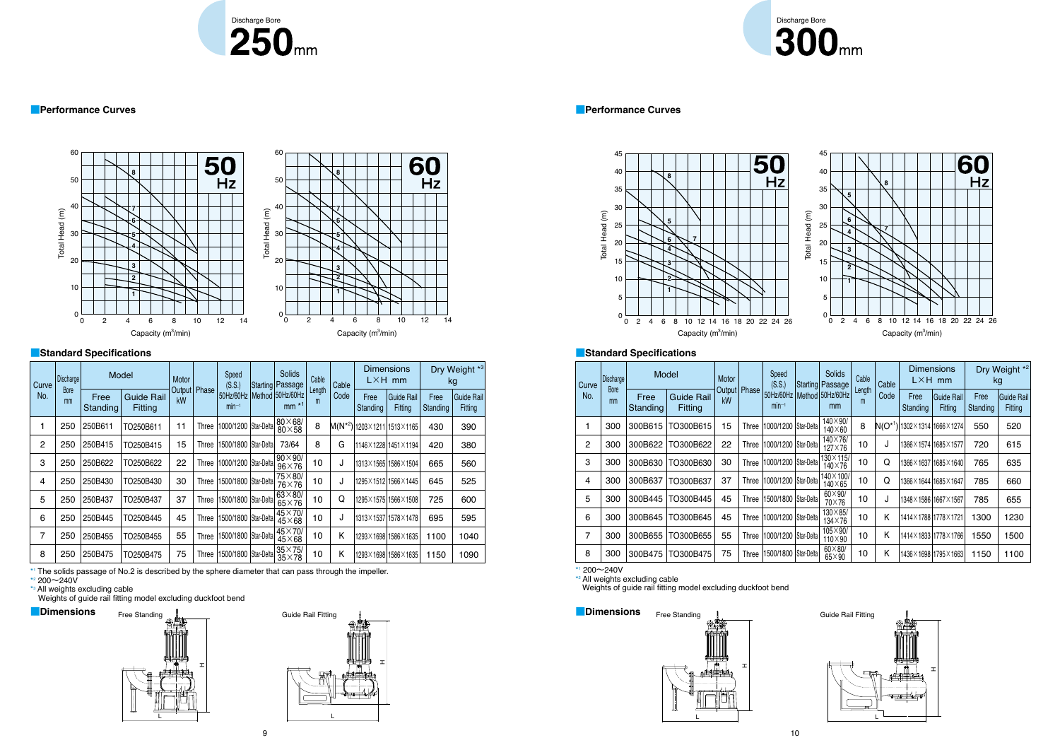Discharge Bore
# 250mm

## Performance Curves

## Standard Specifications

| Curve No. | Discharge Bore mm | Model | | Motor Output kW | Phase | Speed (S.S.) 50Hz/60Hz min⁻¹ | Starting Method | Solids Passage 50Hz/60Hz mm *1 | Cable Length m | Cable Code | Dimensions L×H mm | | Dry Weight *3 kg | |
|---|---|---|---|---|---|---|---|---|---|---|---|---|---|---|
| | | Free Standing | Guide Rail Fitting | | | | | | | | Free Standing | Guide Rail Fitting | Free Standing | Guide Rail Fitting |
| 1 | 250 | 250B611 | TO250B611 | 11 | Three | 1000/1200 | Star-Delta | 80×68/ 80×58 | 8 | M(N*2) | 1203×1211 | 1513×1165 | 430 | 390 |
| 2 | 250 | 250B415 | TO250B415 | 15 | Three | 1500/1800 | Star-Delta | 73/64 | 8 | G | 1146×1228 | 1451×1194 | 420 | 380 |
| 3 | 250 | 250B622 | TO250B622 | 22 | Three | 1000/1200 | Star-Delta | 90×90/ 96×76 | 10 | J | 1313×1565 | 1586×1504 | 665 | 560 |
| 4 | 250 | 250B430 | TO250B430 | 30 | Three | 1500/1800 | Star-Delta | 75×80/ 76×76 | 10 | J | 1295×1512 | 1566×1445 | 645 | 525 |
| 5 | 250 | 250B437 | TO250B437 | 37 | Three | 1500/1800 | Star-Delta | 63×80/ 65×76 | 10 | Q | 1295×1575 | 1566×1508 | 725 | 600 |
| 6 | 250 | 250B445 | TO250B445 | 45 | Three | 1500/1800 | Star-Delta | 45×70/ 45×68 | 10 | J | 1313×1537 | 1578×1478 | 695 | 595 |
| 7 | 250 | 250B455 | TO250B455 | 55 | Three | 1500/1800 | Star-Delta | 45×70/ 45×68 | 10 | K | 1293×1698 | 1586×1635 | 1100 | 1040 |
| 8 | 250 | 250B475 | TO250B475 | 75 | Three | 1500/1800 | Star-Delta | 35×75/ 35×78 | 10 | K | 1293×1698 | 1586×1635 | 1150 | 1090 |

*1 The solids passage of No.2 is described by the sphere diameter that can pass through the impeller.
*2 200〜240V
*3 All weights excluding cable
Weights of guide rail fitting model excluding duckfoot bend

## Dimensions

Free Standing

Guide Rail Fitting

Discharge Bore
# 300mm

## Performance Curves

## Standard Specifications

| Curve No. | Discharge Bore mm | Model | | Motor Output kW | Phase | Speed (S.S.) 50Hz/60Hz min⁻¹ | Starting Method | Solids Passage 50Hz/60Hz mm | Cable Length m | Cable Code | Dimensions L×H mm | | Dry Weight *2 kg | |
|---|---|---|---|---|---|---|---|---|---|---|---|---|---|---|
| | | Free Standing | Guide Rail Fitting | | | | | | | | Free Standing | Guide Rail Fitting | Free Standing | Guide Rail Fitting |
| 1 | 300 | 300B615 | TO300B615 | 15 | Three | 1000/1200 | Star-Delta | 140×90/ 140×60 | 8 | N(O*1) | 1302×1314 | 1666×1274 | 550 | 520 |
| 2 | 300 | 300B622 | TO300B622 | 22 | Three | 1000/1200 | Star-Delta | 140×76/ 127×76 | 10 | J | 1366×1574 | 1685×1577 | 720 | 615 |
| 3 | 300 | 300B630 | TO300B630 | 30 | Three | 1000/1200 | Star-Delta | 130×115/ 140×76 | 10 | Q | 1366×1637 | 1685×1640 | 765 | 635 |
| 4 | 300 | 300B637 | TO300B637 | 37 | Three | 1000/1200 | Star-Delta | 140×100/ 140×65 | 10 | Q | 1366×1644 | 1685×1647 | 785 | 660 |
| 5 | 300 | 300B445 | TO300B445 | 45 | Three | 1500/1800 | Star-Delta | 60×90/ 70×76 | 10 | J | 1348×1586 | 1667×1567 | 785 | 655 |
| 6 | 300 | 300B645 | TO300B645 | 45 | Three | 1000/1200 | Star-Delta | 130×85/ 134×76 | 10 | K | 1414×1788 | 1778×1721 | 1300 | 1230 |
| 7 | 300 | 300B655 | TO300B655 | 55 | Three | 1000/1200 | Star-Delta | 105×90/ 110×90 | 10 | K | 1414×1833 | 1778×1766 | 1550 | 1500 |
| 8 | 300 | 300B475 | TO300B475 | 75 | Three | 1500/1800 | Star-Delta | 60×80/ 65×90 | 10 | K | 1436×1698 | 1795×1663 | 1150 | 1100 |

*1 200〜240V
*2 All weights excluding cable
Weights of guide rail fitting model excluding duckfoot bend

## Dimensions

Free Standing

Guide Rail Fitting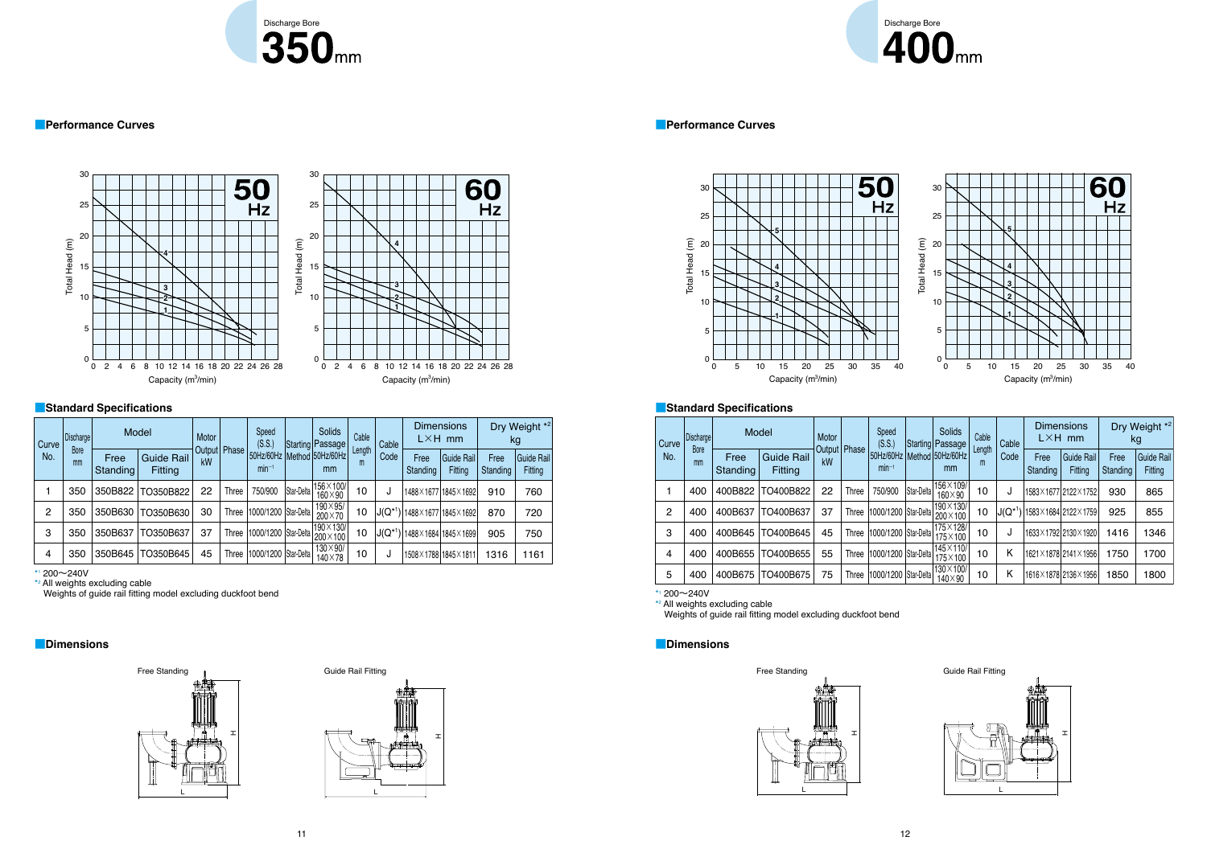Discharge Bore

# 350mm

## Performance Curves

## Standard Specifications

| Curve No. | Discharge Bore mm | Model | | Motor Output kW | Phase | Speed (S.S.) 50Hz/60Hz min⁻¹ | Starting Method | Solids Passage 50Hz/60Hz mm | Cable Length m | Cable Code | Dimensions L×H mm | | Dry Weight *2 kg | |
|---|---|---|---|---|---|---|---|---|---|---|---|---|---|---|
| | | Free Standing | Guide Rail Fitting | | | | | | | | Free Standing | Guide Rail Fitting | Free Standing | Guide Rail Fitting |
| 1 | 350 | 350B822 | TO350B822 | 22 | Three | 750/900 | Star-Delta | 156×100/160×90 | 10 | J | 1488×1677 | 1845×1692 | 910 | 760 |
| 2 | 350 | 350B630 | TO350B630 | 30 | Three | 1000/1200 | Star-Delta | 190×95/200×70 | 10 | J(Q*1) | 1488×1677 | 1845×1692 | 870 | 720 |
| 3 | 350 | 350B637 | TO350B637 | 37 | Three | 1000/1200 | Star-Delta | 190×130/200×100 | 10 | J(Q*1) | 1488×1684 | 1845×1699 | 905 | 750 |
| 4 | 350 | 350B645 | TO350B645 | 45 | Three | 1000/1200 | Star-Delta | 130×90/140×78 | 10 | J | 1508×1788 | 1845×1811 | 1316 | 1161 |

*1 200〜240V
*2 All weights excluding cable
Weights of guide rail fitting model excluding duckfoot bend

## Dimensions

Free Standing

Guide Rail Fitting

Discharge Bore

# 400mm

## Performance Curves

## Standard Specifications

| Curve No. | Discharge Bore mm | Model | | Motor Output kW | Phase | Speed (S.S.) 50Hz/60Hz min⁻¹ | Starting Method | Solids Passage 50Hz/60Hz mm | Cable Length m | Cable Code | Dimensions L×H mm | | Dry Weight *2 kg | |
|---|---|---|---|---|---|---|---|---|---|---|---|---|---|---|
| | | Free Standing | Guide Rail Fitting | | | | | | | | Free Standing | Guide Rail Fitting | Free Standing | Guide Rail Fitting |
| 1 | 400 | 400B822 | TO400B822 | 22 | Three | 750/900 | Star-Delta | 156×109/160×90 | 10 | J | 1583×1677 | 2122×1752 | 930 | 865 |
| 2 | 400 | 400B637 | TO400B637 | 37 | Three | 1000/1200 | Star-Delta | 190×130/200×100 | 10 | J(Q*1) | 1583×1684 | 2122×1759 | 925 | 855 |
| 3 | 400 | 400B645 | TO400B645 | 45 | Three | 1000/1200 | Star-Delta | 175×128/175×100 | 10 | J | 1633×1792 | 2130×1920 | 1416 | 1346 |
| 4 | 400 | 400B655 | TO400B655 | 55 | Three | 1000/1200 | Star-Delta | 145×110/175×100 | 10 | K | 1621×1878 | 2141×1956 | 1750 | 1700 |
| 5 | 400 | 400B675 | TO400B675 | 75 | Three | 1000/1200 | Star-Delta | 130×100/140×90 | 10 | K | 1616×1878 | 2136×1956 | 1850 | 1800 |

*1 200〜240V
*2 All weights excluding cable
Weights of guide rail fitting model excluding duckfoot bend

## Dimensions

Free Standing

Guide Rail Fitting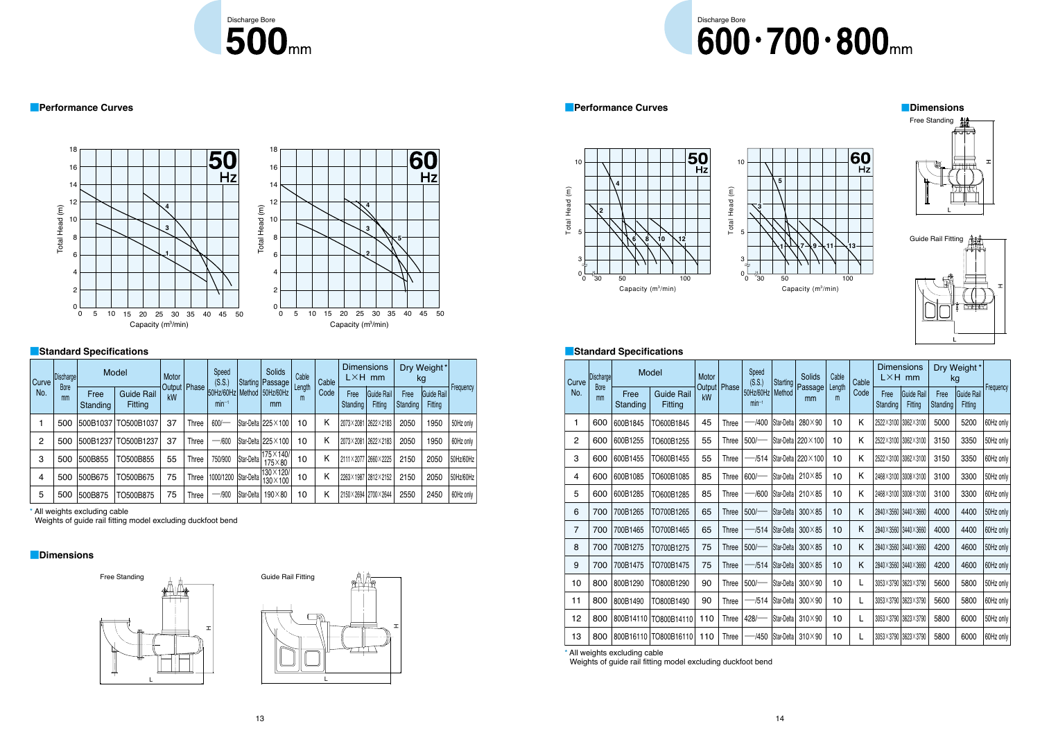Discharge Bore

# 500mm

## Performance Curves

## Standard Specifications

| Curve No. | Discharge Bore mm | Model | | Motor Output kW | Phase | Speed (S.S.) 50Hz/60Hz min⁻¹ | Starting Method | Solids Passage 50Hz/60Hz mm | Cable Length m | Cable Code | Dimensions L×H mm | | Dry Weight* kg | | Frequency |
|---|---|---|---|---|---|---|---|---|---|---|---|---|---|---|---|
| | | Free Standing | Guide Rail Fitting | | | | | | | | Free Standing | Guide Rail Fitting | Free Standing | Guide Rail Fitting | |
| 1 | 500 | 500B1037 | TO500B1037 | 37 | Three | 600/— | Star-Delta | 225×100 | 10 | K | 2073×2081 | 2622×2183 | 2050 | 1950 | 50Hz only |
| 2 | 500 | 500B1237 | TO500B1237 | 37 | Three | —/600 | Star-Delta | 225×100 | 10 | K | 2073×2081 | 2622×2183 | 2050 | 1950 | 60Hz only |
| 3 | 500 | 500B855 | TO500B855 | 55 | Three | 750/900 | Star-Delta | 175×140/175×80 | 10 | K | 2111×2077 | 2660×2225 | 2150 | 2050 | 50Hz/60Hz |
| 4 | 500 | 500B675 | TO500B675 | 75 | Three | 1000/1200 | Star-Delta | 130×120/130×100 | 10 | K | 2263×1987 | 2812×2152 | 2150 | 2050 | 50Hz/60Hz |
| 5 | 500 | 500B875 | TO500B875 | 75 | Three | —/900 | Star-Delta | 190×80 | 10 | K | 2150×2694 | 2700×2644 | 2550 | 2450 | 60Hz only |

\* All weights excluding cable
Weights of guide rail fitting model excluding duckfoot bend

## Dimensions

Free Standing

Guide Rail Fitting

Discharge Bore

# 600・700・800mm

## Performance Curves

## Dimensions

Free Standing

Guide Rail Fitting

## Standard Specifications

| Curve No. | Discharge Bore mm | Model | | Motor Output kW | Phase | Speed (S.S.) 50Hz/60Hz min⁻¹ | Starting Method | Solids Passage mm | Cable Length m | Cable Code | Dimensions L×H mm | | Dry Weight* kg | | Frequency |
|---|---|---|---|---|---|---|---|---|---|---|---|---|---|---|---|
| | | Free Standing | Guide Rail Fitting | | | | | | | | Free Standing | Guide Rail Fitting | Free Standing | Guide Rail Fitting | |
| 1 | 600 | 600B1845 | TO600B1845 | 45 | Three | —/400 | Star-Delta | 280×90 | 10 | K | 2522×3100 | 3062×3100 | 5000 | 5200 | 60Hz only |
| 2 | 600 | 600B1255 | TO600B1255 | 55 | Three | 500/— | Star-Delta | 220×100 | 10 | K | 2522×3100 | 3062×3100 | 3150 | 3350 | 50Hz only |
| 3 | 600 | 600B1455 | TO600B1455 | 55 | Three | —/514 | Star-Delta | 220×100 | 10 | K | 2522×3100 | 3062×3100 | 3150 | 3350 | 60Hz only |
| 4 | 600 | 600B1085 | TO600B1085 | 85 | Three | 600/— | Star-Delta | 210×85 | 10 | K | 2468×3100 | 3008×3100 | 3100 | 3300 | 50Hz only |
| 5 | 600 | 600B1285 | TO600B1285 | 85 | Three | —/600 | Star-Delta | 210×85 | 10 | K | 2468×3100 | 3008×3100 | 3100 | 3300 | 60Hz only |
| 6 | 700 | 700B1265 | TO700B1265 | 65 | Three | 500/— | Star-Delta | 300×85 | 10 | K | 2840×3560 | 3440×3660 | 4000 | 4400 | 50Hz only |
| 7 | 700 | 700B1465 | TO700B1465 | 65 | Three | —/514 | Star-Delta | 300×85 | 10 | K | 2840×3560 | 3440×3660 | 4000 | 4400 | 60Hz only |
| 8 | 700 | 700B1275 | TO700B1275 | 75 | Three | 500/— | Star-Delta | 300×85 | 10 | K | 2840×3560 | 3440×3660 | 4200 | 4600 | 50Hz only |
| 9 | 700 | 700B1475 | TO700B1475 | 75 | Three | —/514 | Star-Delta | 300×85 | 10 | K | 2840×3560 | 3440×3660 | 4200 | 4600 | 60Hz only |
| 10 | 800 | 800B1290 | TO800B1290 | 90 | Three | 500/— | Star-Delta | 300×90 | 10 | L | 3053×3790 | 3623×3790 | 5600 | 5800 | 50Hz only |
| 11 | 800 | 800B1490 | TO800B1490 | 90 | Three | —/514 | Star-Delta | 300×90 | 10 | L | 3053×3790 | 3623×3790 | 5600 | 5800 | 60Hz only |
| 12 | 800 | 800B14110 | TO800B14110 | 110 | Three | 428/— | Star-Delta | 310×90 | 10 | L | 3053×3790 | 3623×3790 | 5800 | 6000 | 50Hz only |
| 13 | 800 | 800B16110 | TO800B16110 | 110 | Three | —/450 | Star-Delta | 310×90 | 10 | L | 3053×3790 | 3623×3790 | 5800 | 6000 | 60Hz only |

\* All weights excluding cable
Weights of guide rail fitting model excluding duckfoot bend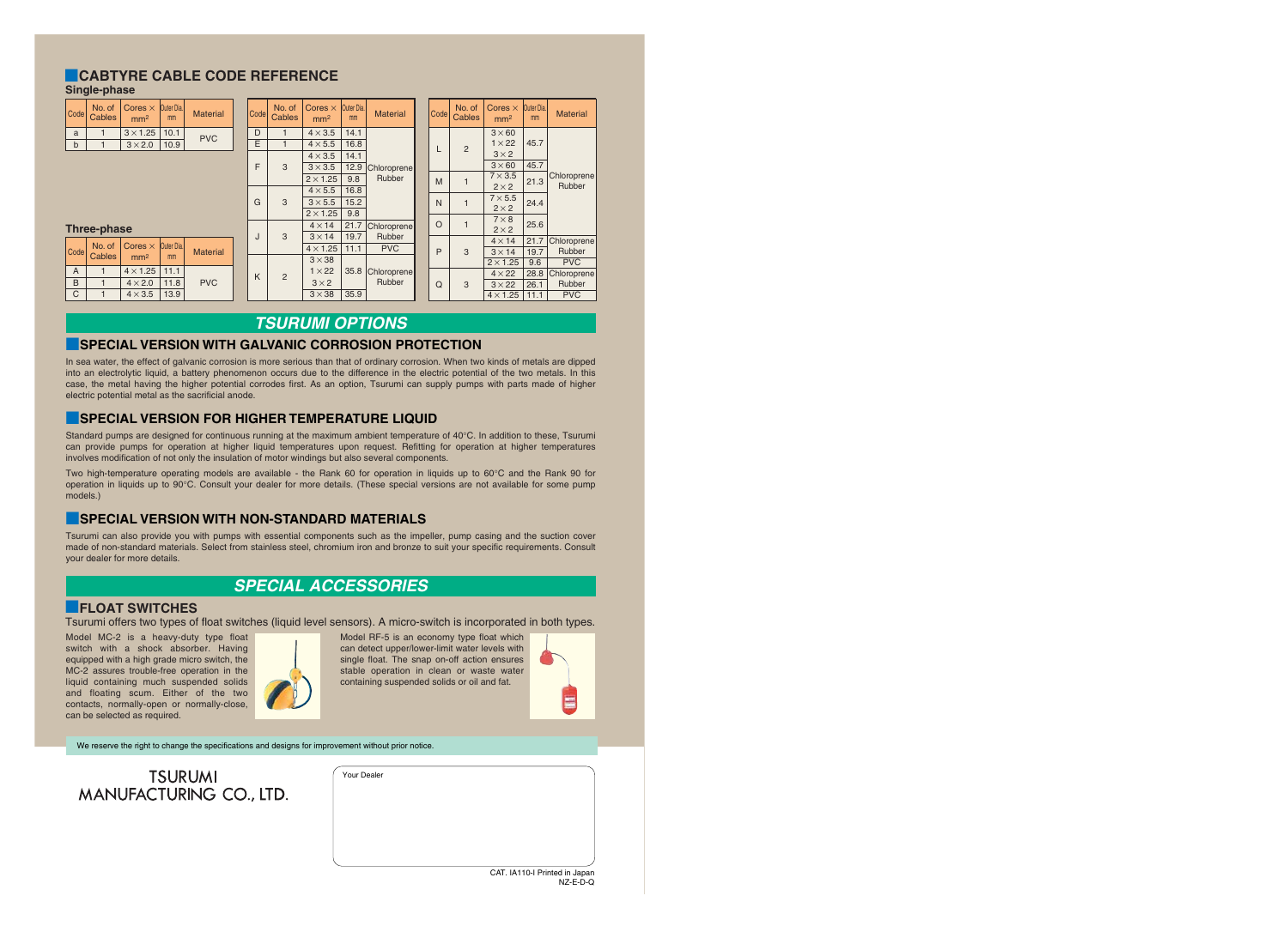## CABTYRE CABLE CODE REFERENCE

### Single-phase

| Code | No. of Cables | Cores × mm² | Outer Dia. mm | Material |
|---|---|---|---|---|
| a | 1 | 3 × 1.25 | 10.1 | PVC |
| b | 1 | 3 × 2.0 | 10.9 | PVC |

| Code | No. of Cables | Cores × mm² | Outer Dia. mm | Material |
|---|---|---|---|---|
| D | 1 | 4 × 3.5 | 14.1 | Chloroprene Rubber |
| E | 1 | 4 × 5.5 | 16.8 | Chloroprene Rubber |
| F | 3 | 4 × 3.5 | 14.1 | Chloroprene Rubber |
| | | 3 × 3.5 | 12.9 | |
| | | 2 × 1.25 | 9.8 | |
| G | 3 | 4 × 5.5 | 16.8 | Chloroprene Rubber |
| | | 3 × 5.5 | 15.2 | |
| | | 2 × 1.25 | 9.8 | |
| J | 3 | 4 × 14 | 21.7 | Chloroprene Rubber |
| | | 3 × 14 | 19.7 | |
| | | 4 × 1.25 | 11.1 | PVC |
| K | 2 | 3 × 38 / 1 × 22 / 3 × 2 | 35.8 | Chloroprene Rubber |
| | | 3 × 38 | 35.9 | |

| Code | No. of Cables | Cores × mm² | Outer Dia. mm | Material |
|---|---|---|---|---|
| L | 2 | 3 × 60 / 1 × 22 / 3 × 2 | 45.7 | Chloroprene Rubber |
| | | 3 × 60 | 45.7 | |
| M | 1 | 7 × 3.5 / 2 × 2 | 21.3 | Chloroprene Rubber |
| N | 1 | 7 × 5.5 / 2 × 2 | 24.4 | Chloroprene Rubber |
| O | 1 | 7 × 8 / 2 × 2 | 25.6 | Chloroprene Rubber |
| P | 3 | 4 × 14 | 21.7 | Chloroprene Rubber |
| | | 3 × 14 | 19.7 | |
| | | 2 × 1.25 | 9.6 | PVC |
| Q | 3 | 4 × 22 | 28.8 | Chloroprene Rubber |
| | | 3 × 22 | 26.1 | |
| | | 4 × 1.25 | 11.1 | PVC |

### Three-phase

| Code | No. of Cables | Cores × mm² | Outer Dia. mm | Material |
|---|---|---|---|---|
| A | 1 | 4 × 1.25 | 11.1 | PVC |
| B | 1 | 4 × 2.0 | 11.8 | PVC |
| C | 1 | 4 × 3.5 | 13.9 | PVC |

# *TSURUMI OPTIONS*

## SPECIAL VERSION WITH GALVANIC CORROSION PROTECTION

In sea water, the effect of galvanic corrosion is more serious than that of ordinary corrosion. When two kinds of metals are dipped into an electrolytic liquid, a battery phenomenon occurs due to the difference in the electric potential of the two metals. In this case, the metal having the higher potential corrodes first. As an option, Tsurumi can supply pumps with parts made of higher electric potential metal as the sacrificial anode.

## SPECIAL VERSION FOR HIGHER TEMPERATURE LIQUID

Standard pumps are designed for continuous running at the maximum ambient temperature of 40°C. In addition to these, Tsurumi can provide pumps for operation at higher liquid temperatures upon request. Refitting for operation at higher temperatures involves modification of not only the insulation of motor windings but also several components.

Two high-temperature operating models are available - the Rank 60 for operation in liquids up to 60°C and the Rank 90 for operation in liquids up to 90°C. Consult your dealer for more details. (These special versions are not available for some pump models.)

## SPECIAL VERSION WITH NON-STANDARD MATERIALS

Tsurumi can also provide you with pumps with essential components such as the impeller, pump casing and the suction cover made of non-standard materials. Select from stainless steel, chromium iron and bronze to suit your specific requirements. Consult your dealer for more details.

# *SPECIAL ACCESSORIES*

## FLOAT SWITCHES

Tsurumi offers two types of float switches (liquid level sensors). A micro-switch is incorporated in both types.

Model MC-2 is a heavy-duty type float switch with a shock absorber. Having equipped with a high grade micro switch, the MC-2 assures trouble-free operation in the liquid containing much suspended solids and floating scum. Either of the two contacts, normally-open or normally-close, can be selected as required.

Model RF-5 is an economy type float which can detect upper/lower-limit water levels with single float. The snap on-off action ensures stable operation in clean or waste water containing suspended solids or oil and fat.

We reserve the right to change the specifications and designs for improvement without prior notice.

TSURUMI MANUFACTURING CO., LTD.

Your Dealer

CAT. IA110-I Printed in Japan
NZ-E-D-Q